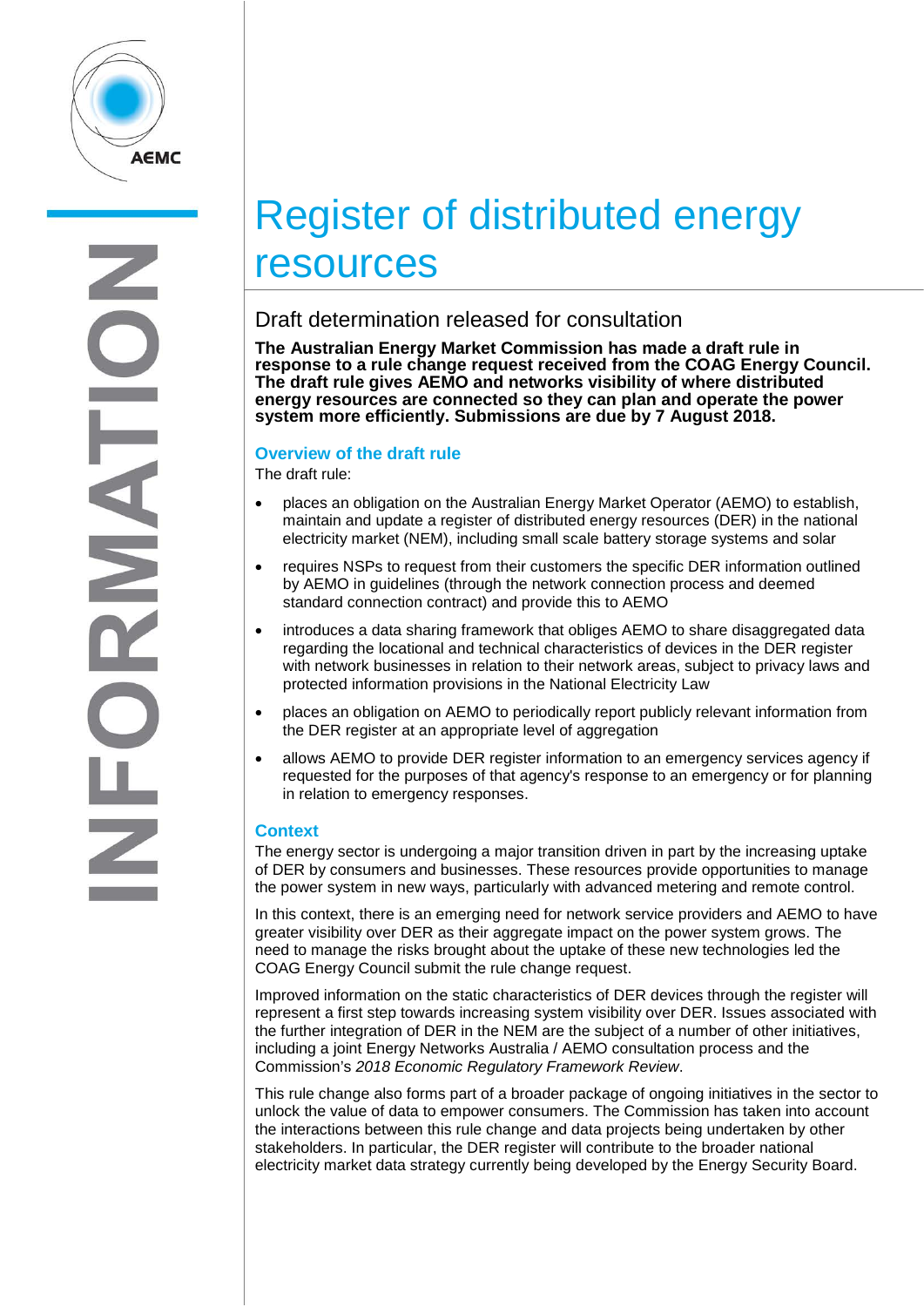# Register of distributed energy resources

## Draft determination released for consultation

**The Australian Energy Market Commission has made a draft rule in response to a rule change request received from the COAG Energy Council. The draft rule gives AEMO and networks visibility of where distributed energy resources are connected so they can plan and operate the power system more efficiently. Submissions are due by 7 August 2018.**

### Overview of the draft rule

The draft rule:

- places an obligation on the Australian Energy Market Operator (AEMO) to establish, maintain and update a register of distributed energy resources (DER) in the national electricity market (NEM), including small scale battery storage systems and solar
- requires NSPs to request from their customers the specific DER information outlined by AEMO in guidelines (through the network connection process and deemed standard connection contract) and provide this to AEMO
- introduces a data sharing framework that obliges AEMO to share disaggregated data regarding the locational and technical characteristics of devices in the DER register with network businesses in relation to their network areas, subject to privacy laws and protected information provisions in the National Electricity Law
- places an obligation on AEMO to periodically report publicly relevant information from the DER register at an appropriate level of aggregation
- allows AEMO to provide DER register information to an emergency services agency if requested for the purposes of that agency's response to an emergency or for planning in relation to emergency responses.

### Context

The energy sector is undergoing a major transition driven in part by the increasing uptake of DER by consumers and businesses. These resources provide opportunities to manage the power system in new ways, particularly with advanced metering and remote control.

In this context, there is an emerging need for network service providers and AEMO to have greater visibility over DER as their aggregate impact on the power system grows. The need to manage the risks brought about the uptake of these new technologies led the COAG Energy Council submit the rule change request.

Improved information on the static characteristics of DER devices through the register will represent a first step towards increasing system visibility over DER. Issues associated with the further integration of DER in the NEM are the subject of a number of other initiatives, including a joint Energy Networks Australia / AEMO consultation process and the Commission's *2018 Economic Regulatory Framework Review*.

This rule change also forms part of a broader package of ongoing initiatives in the sector to unlock the value of data to empower consumers. The Commission has taken into account the interactions between this rule change and data projects being undertaken by other stakeholders. In particular, the DER register will contribute to the broader national electricity market data strategy currently being developed by the Energy Security Board.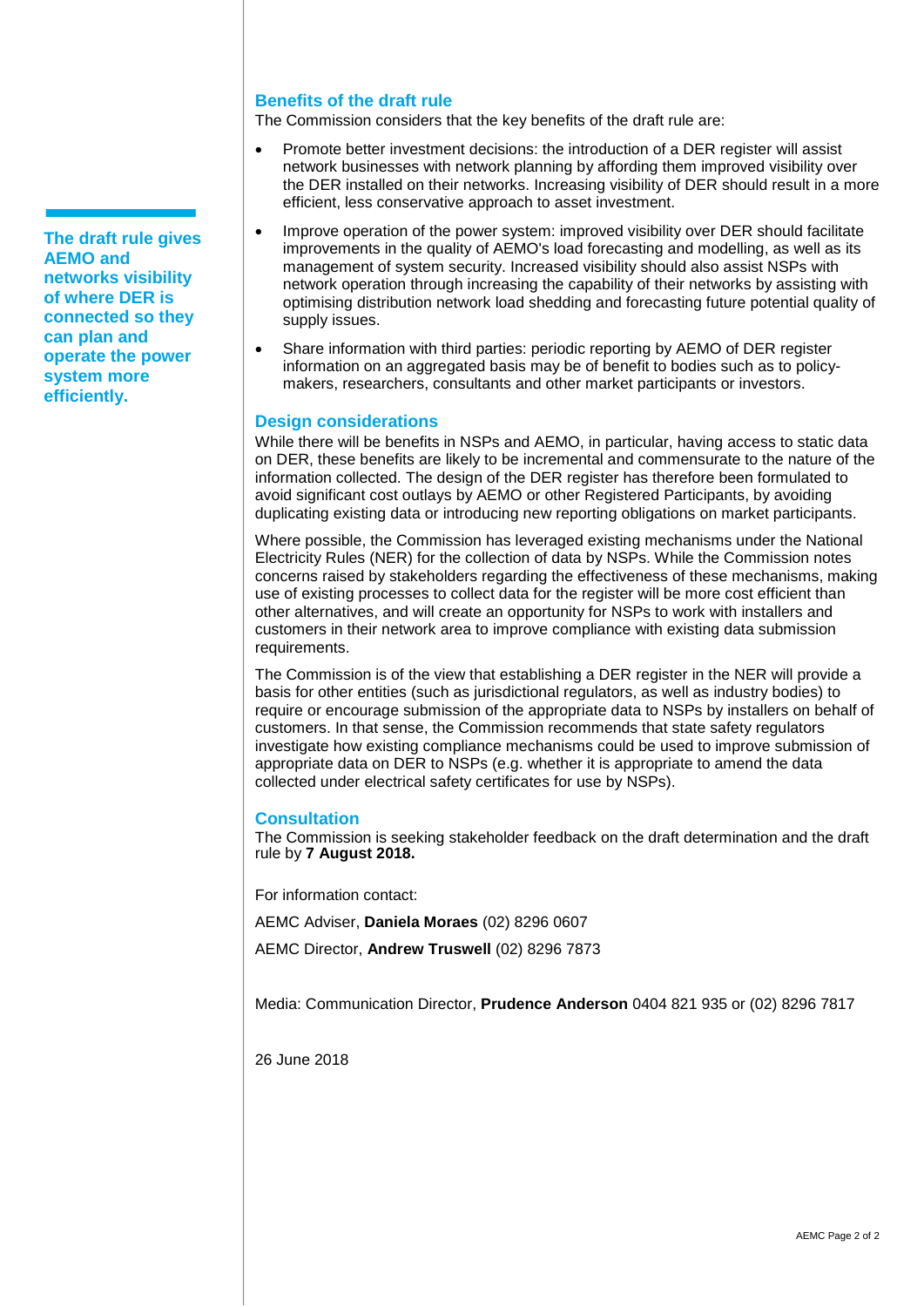**The draft rule gives AEMO and networks visibility of where DER is connected so they can plan and operate the power system more efficiently.**

## Benefits of the draft rule

The Commission considers that the key benefits of the draft rule are:

- Promote better investment decisions: the introduction of a DER register will assist network businesses with network planning by affording them improved visibility over the DER installed on their networks. Increasing visibility of DER should result in a more efficient, less conservative approach to asset investment.
- Improve operation of the power system: improved visibility over DER should facilitate improvements in the quality of AEMO's load forecasting and modelling, as well as its management of system security. Increased visibility should also assist NSPs with network operation through increasing the capability of their networks by assisting with optimising distribution network load shedding and forecasting future potential quality of supply issues.
- Share information with third parties: periodic reporting by AEMO of DER register information on an aggregated basis may be of benefit to bodies such as to policy-makers, researchers, consultants and other market participants or investors.

## Design considerations

While there will be benefits in NSPs and AEMO, in particular, having access to static data on DER, these benefits are likely to be incremental and commensurate to the nature of the information collected. The design of the DER register has therefore been formulated to avoid significant cost outlays by AEMO or other Registered Participants, by avoiding duplicating existing data or introducing new reporting obligations on market participants.

Where possible, the Commission has leveraged existing mechanisms under the National Electricity Rules (NER) for the collection of data by NSPs. While the Commission notes concerns raised by stakeholders regarding the effectiveness of these mechanisms, making use of existing processes to collect data for the register will be more cost efficient than other alternatives, and will create an opportunity for NSPs to work with installers and customers in their network area to improve compliance with existing data submission requirements.

The Commission is of the view that establishing a DER register in the NER will provide a basis for other entities (such as jurisdictional regulators, as well as industry bodies) to require or encourage submission of the appropriate data to NSPs by installers on behalf of customers. In that sense, the Commission recommends that state safety regulators investigate how existing compliance mechanisms could be used to improve submission of appropriate data on DER to NSPs (e.g. whether it is appropriate to amend the data collected under electrical safety certificates for use by NSPs).

## Consultation

The Commission is seeking stakeholder feedback on the draft determination and the draft rule by **7 August 2018.**

For information contact:

AEMC Adviser, **Daniela Moraes** (02) 8296 0607

AEMC Director, **Andrew Truswell** (02) 8296 7873

Media: Communication Director, **Prudence Anderson** 0404 821 935 or (02) 8296 7817

26 June 2018